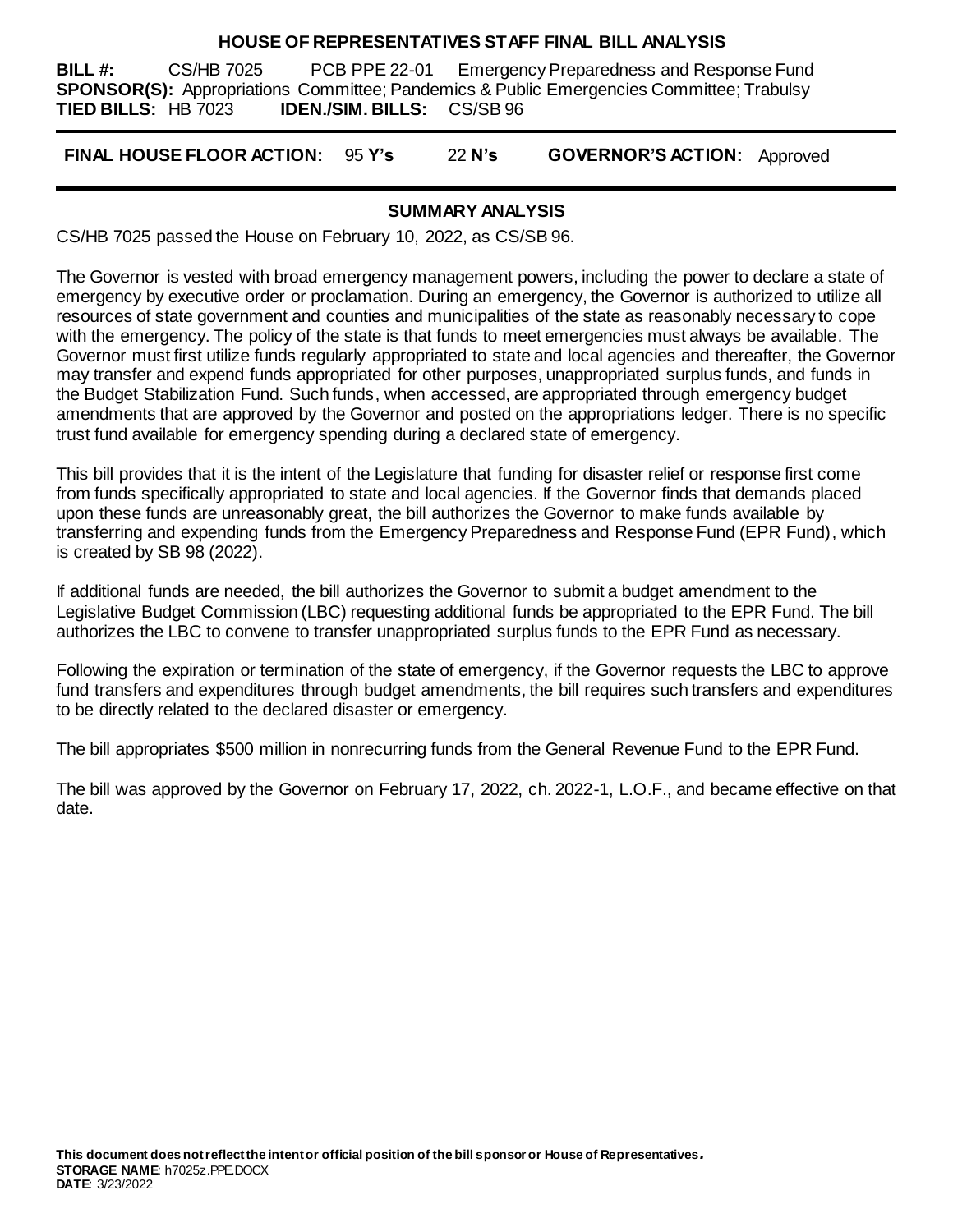# HOUSE OF REPRESENTATIVES STAFF FINAL BILL ANALYSIS

**BILL #:** CS/HB 7025 PCB PPE 22-01 Emergency Preparedness and Response Fund
**SPONSOR(S):** Appropriations Committee; Pandemics & Public Emergencies Committee; Trabulsy
**TIED BILLS:** HB 7023 **IDEN./SIM. BILLS:** CS/SB 96

**FINAL HOUSE FLOOR ACTION:** 95 **Y's** 22 **N's** **GOVERNOR'S ACTION:** Approved

## SUMMARY ANALYSIS

CS/HB 7025 passed the House on February 10, 2022, as CS/SB 96.

The Governor is vested with broad emergency management powers, including the power to declare a state of emergency by executive order or proclamation. During an emergency, the Governor is authorized to utilize all resources of state government and counties and municipalities of the state as reasonably necessary to cope with the emergency. The policy of the state is that funds to meet emergencies must always be available. The Governor must first utilize funds regularly appropriated to state and local agencies and thereafter, the Governor may transfer and expend funds appropriated for other purposes, unappropriated surplus funds, and funds in the Budget Stabilization Fund. Such funds, when accessed, are appropriated through emergency budget amendments that are approved by the Governor and posted on the appropriations ledger. There is no specific trust fund available for emergency spending during a declared state of emergency.

This bill provides that it is the intent of the Legislature that funding for disaster relief or response first come from funds specifically appropriated to state and local agencies. If the Governor finds that demands placed upon these funds are unreasonably great, the bill authorizes the Governor to make funds available by transferring and expending funds from the Emergency Preparedness and Response Fund (EPR Fund), which is created by SB 98 (2022).

If additional funds are needed, the bill authorizes the Governor to submit a budget amendment to the Legislative Budget Commission (LBC) requesting additional funds be appropriated to the EPR Fund. The bill authorizes the LBC to convene to transfer unappropriated surplus funds to the EPR Fund as necessary.

Following the expiration or termination of the state of emergency, if the Governor requests the LBC to approve fund transfers and expenditures through budget amendments, the bill requires such transfers and expenditures to be directly related to the declared disaster or emergency.

The bill appropriates $500 million in nonrecurring funds from the General Revenue Fund to the EPR Fund.

The bill was approved by the Governor on February 17, 2022, ch. 2022-1, L.O.F., and became effective on that date.

**This document does not reflect the intent or official position of the bill sponsor or House of Representatives.**
**STORAGE NAME**: h7025z.PPE.DOCX
**DATE**: 3/23/2022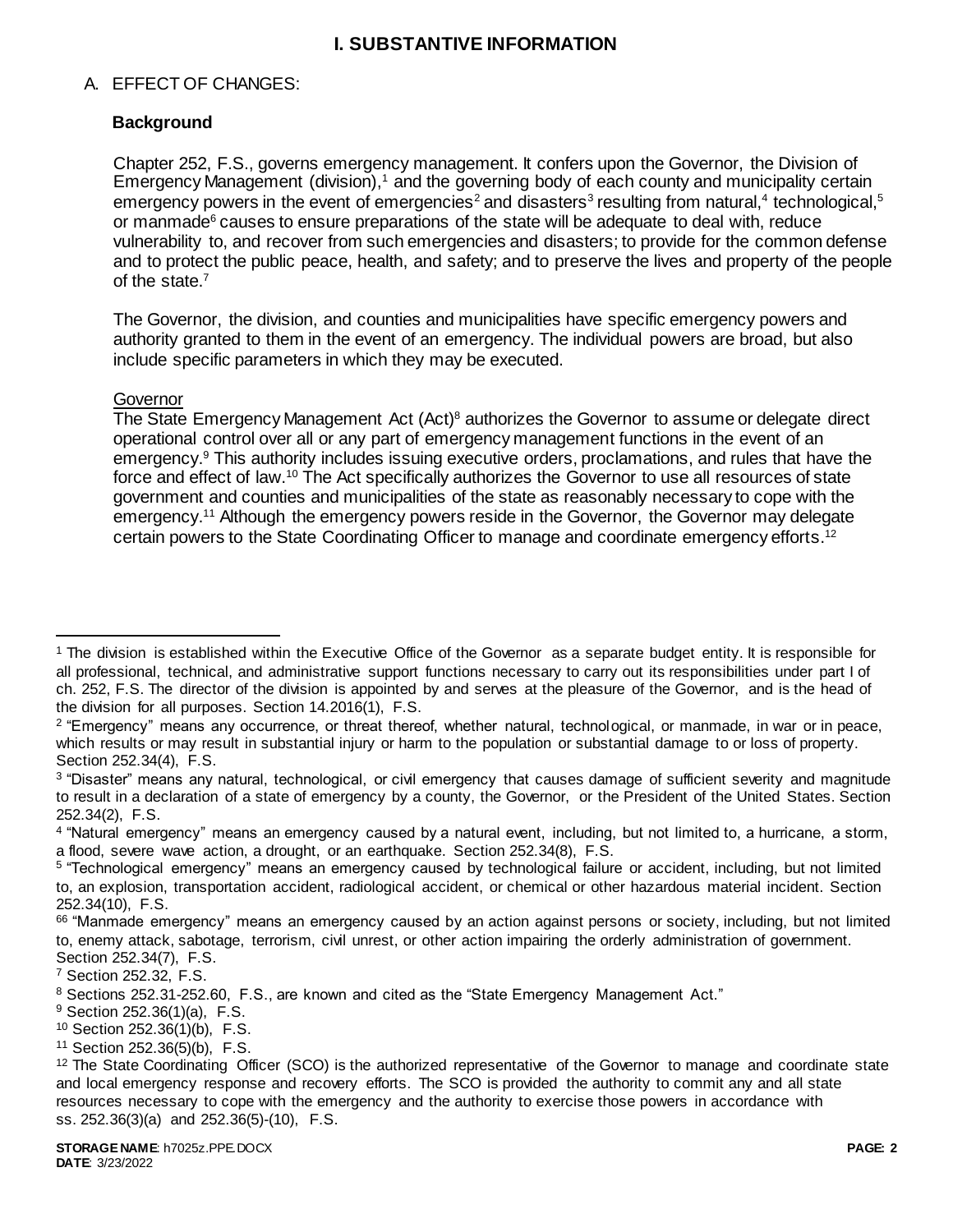# I. SUBSTANTIVE INFORMATION

A. EFFECT OF CHANGES:

**Background**

Chapter 252, F.S., governs emergency management. It confers upon the Governor, the Division of Emergency Management (division),[1] and the governing body of each county and municipality certain emergency powers in the event of emergencies[2] and disasters[3] resulting from natural,[4] technological,[5] or manmade[6] causes to ensure preparations of the state will be adequate to deal with, reduce vulnerability to, and recover from such emergencies and disasters; to provide for the common defense and to protect the public peace, health, and safety; and to preserve the lives and property of the people of the state.[7]

The Governor, the division, and counties and municipalities have specific emergency powers and authority granted to them in the event of an emergency. The individual powers are broad, but also include specific parameters in which they may be executed.

Governor

The State Emergency Management Act (Act)[8] authorizes the Governor to assume or delegate direct operational control over all or any part of emergency management functions in the event of an emergency.[9] This authority includes issuing executive orders, proclamations, and rules that have the force and effect of law.[10] The Act specifically authorizes the Governor to use all resources of state government and counties and municipalities of the state as reasonably necessary to cope with the emergency.[11] Although the emergency powers reside in the Governor, the Governor may delegate certain powers to the State Coordinating Officer to manage and coordinate emergency efforts.[12]

---

[1] The division is established within the Executive Office of the Governor as a separate budget entity. It is responsible for all professional, technical, and administrative support functions necessary to carry out its responsibilities under part I of ch. 252, F.S. The director of the division is appointed by and serves at the pleasure of the Governor, and is the head of the division for all purposes. Section 14.2016(1), F.S.

[2] "Emergency" means any occurrence, or threat thereof, whether natural, technological, or manmade, in war or in peace, which results or may result in substantial injury or harm to the population or substantial damage to or loss of property. Section 252.34(4), F.S.

[3] "Disaster" means any natural, technological, or civil emergency that causes damage of sufficient severity and magnitude to result in a declaration of a state of emergency by a county, the Governor, or the President of the United States. Section 252.34(2), F.S.

[4] "Natural emergency" means an emergency caused by a natural event, including, but not limited to, a hurricane, a storm, a flood, severe wave action, a drought, or an earthquake. Section 252.34(8), F.S.

[5] "Technological emergency" means an emergency caused by technological failure or accident, including, but not limited to, an explosion, transportation accident, radiological accident, or chemical or other hazardous material incident. Section 252.34(10), F.S.

[66] "Manmade emergency" means an emergency caused by an action against persons or society, including, but not limited to, enemy attack, sabotage, terrorism, civil unrest, or other action impairing the orderly administration of government. Section 252.34(7), F.S.

[7] Section 252.32, F.S.

[8] Sections 252.31-252.60, F.S., are known and cited as the "State Emergency Management Act."

[9] Section 252.36(1)(a), F.S.

[10] Section 252.36(1)(b), F.S.

[11] Section 252.36(5)(b), F.S.

[12] The State Coordinating Officer (SCO) is the authorized representative of the Governor to manage and coordinate state and local emergency response and recovery efforts. The SCO is provided the authority to commit any and all state resources necessary to cope with the emergency and the authority to exercise those powers in accordance with ss. 252.36(3)(a) and 252.36(5)-(10), F.S.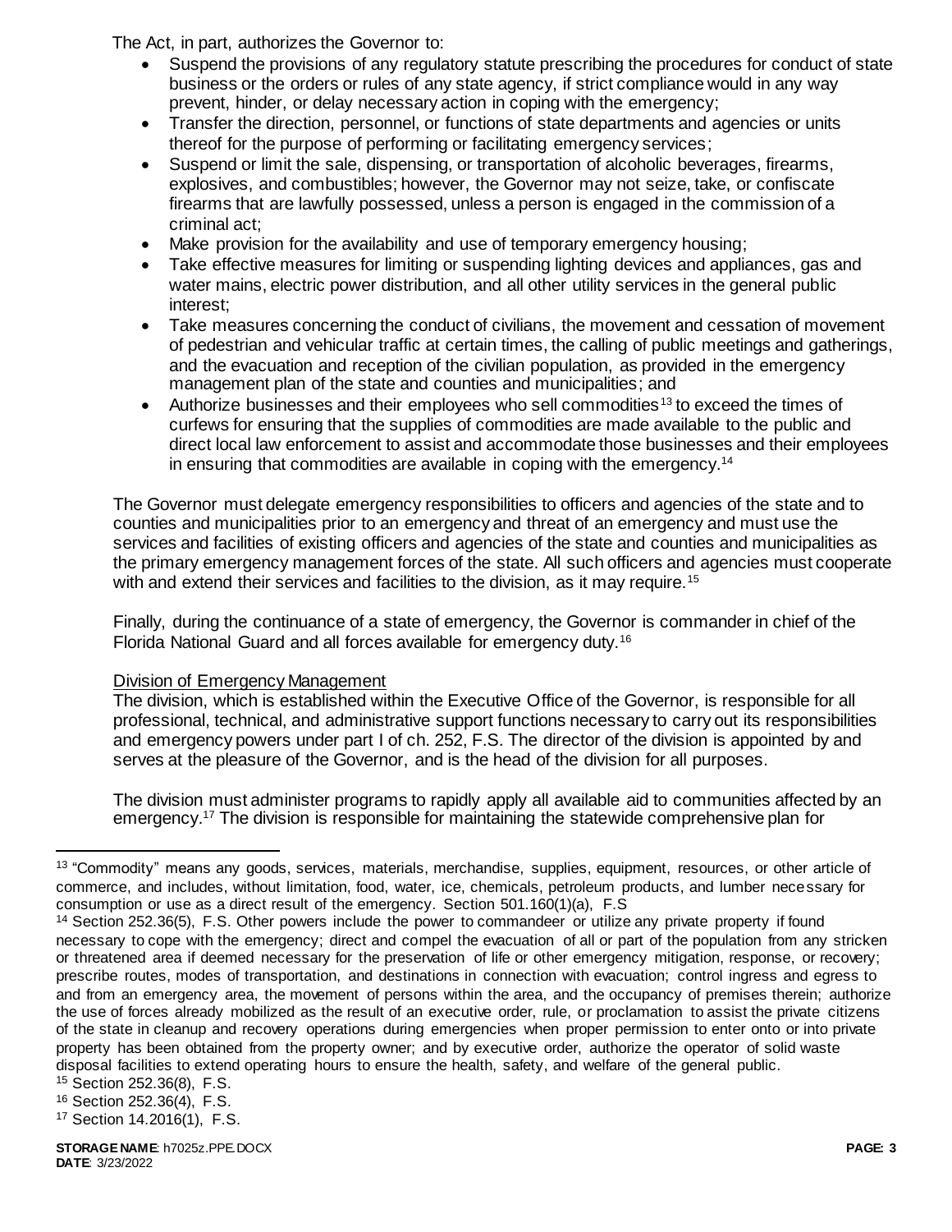The Act, in part, authorizes the Governor to:

- Suspend the provisions of any regulatory statute prescribing the procedures for conduct of state business or the orders or rules of any state agency, if strict compliance would in any way prevent, hinder, or delay necessary action in coping with the emergency;
- Transfer the direction, personnel, or functions of state departments and agencies or units thereof for the purpose of performing or facilitating emergency services;
- Suspend or limit the sale, dispensing, or transportation of alcoholic beverages, firearms, explosives, and combustibles; however, the Governor may not seize, take, or confiscate firearms that are lawfully possessed, unless a person is engaged in the commission of a criminal act;
- Make provision for the availability and use of temporary emergency housing;
- Take effective measures for limiting or suspending lighting devices and appliances, gas and water mains, electric power distribution, and all other utility services in the general public interest;
- Take measures concerning the conduct of civilians, the movement and cessation of movement of pedestrian and vehicular traffic at certain times, the calling of public meetings and gatherings, and the evacuation and reception of the civilian population, as provided in the emergency management plan of the state and counties and municipalities; and
- Authorize businesses and their employees who sell commodities[13] to exceed the times of curfews for ensuring that the supplies of commodities are made available to the public and direct local law enforcement to assist and accommodate those businesses and their employees in ensuring that commodities are available in coping with the emergency.[14]

The Governor must delegate emergency responsibilities to officers and agencies of the state and to counties and municipalities prior to an emergency and threat of an emergency and must use the services and facilities of existing officers and agencies of the state and counties and municipalities as the primary emergency management forces of the state. All such officers and agencies must cooperate with and extend their services and facilities to the division, as it may require.[15]

Finally, during the continuance of a state of emergency, the Governor is commander in chief of the Florida National Guard and all forces available for emergency duty.[16]

Division of Emergency Management

The division, which is established within the Executive Office of the Governor, is responsible for all professional, technical, and administrative support functions necessary to carry out its responsibilities and emergency powers under part I of ch. 252, F.S. The director of the division is appointed by and serves at the pleasure of the Governor, and is the head of the division for all purposes.

The division must administer programs to rapidly apply all available aid to communities affected by an emergency.[17] The division is responsible for maintaining the statewide comprehensive plan for

---

[13] "Commodity" means any goods, services, materials, merchandise, supplies, equipment, resources, or other article of commerce, and includes, without limitation, food, water, ice, chemicals, petroleum products, and lumber necessary for consumption or use as a direct result of the emergency. Section 501.160(1)(a), F.S

[14] Section 252.36(5), F.S. Other powers include the power to commandeer or utilize any private property if found necessary to cope with the emergency; direct and compel the evacuation of all or part of the population from any stricken or threatened area if deemed necessary for the preservation of life or other emergency mitigation, response, or recovery; prescribe routes, modes of transportation, and destinations in connection with evacuation; control ingress and egress to and from an emergency area, the movement of persons within the area, and the occupancy of premises therein; authorize the use of forces already mobilized as the result of an executive order, rule, or proclamation to assist the private citizens of the state in cleanup and recovery operations during emergencies when proper permission to enter onto or into private property has been obtained from the property owner; and by executive order, authorize the operator of solid waste disposal facilities to extend operating hours to ensure the health, safety, and welfare of the general public.

[15] Section 252.36(8), F.S.

[16] Section 252.36(4), F.S.

[17] Section 14.2016(1), F.S.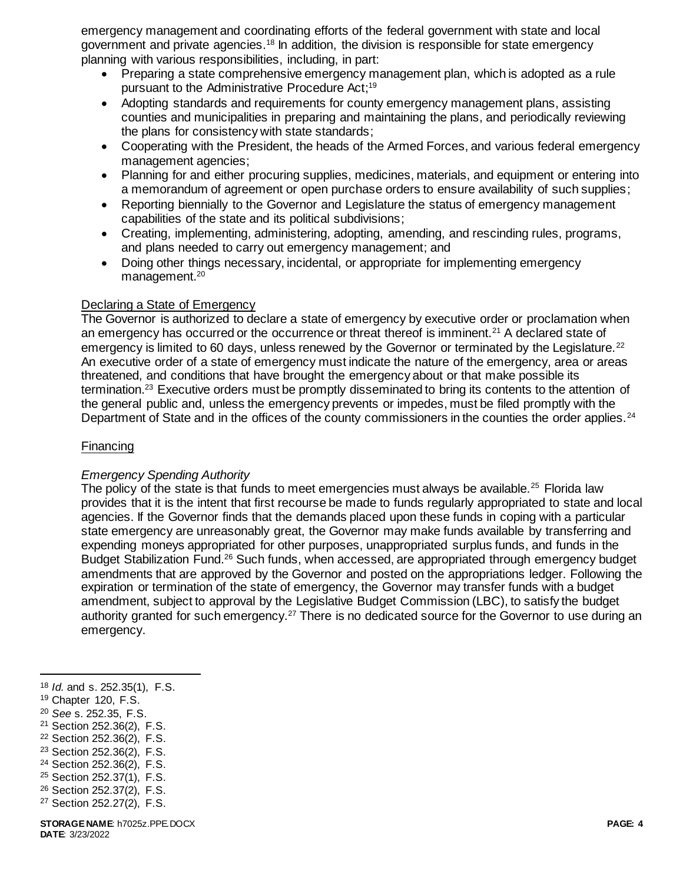emergency management and coordinating efforts of the federal government with state and local government and private agencies.[18] In addition, the division is responsible for state emergency planning with various responsibilities, including, in part:

- Preparing a state comprehensive emergency management plan, which is adopted as a rule pursuant to the Administrative Procedure Act;[19]
- Adopting standards and requirements for county emergency management plans, assisting counties and municipalities in preparing and maintaining the plans, and periodically reviewing the plans for consistency with state standards;
- Cooperating with the President, the heads of the Armed Forces, and various federal emergency management agencies;
- Planning for and either procuring supplies, medicines, materials, and equipment or entering into a memorandum of agreement or open purchase orders to ensure availability of such supplies;
- Reporting biennially to the Governor and Legislature the status of emergency management capabilities of the state and its political subdivisions;
- Creating, implementing, administering, adopting, amending, and rescinding rules, programs, and plans needed to carry out emergency management; and
- Doing other things necessary, incidental, or appropriate for implementing emergency management.[20]

Declaring a State of Emergency

The Governor is authorized to declare a state of emergency by executive order or proclamation when an emergency has occurred or the occurrence or threat thereof is imminent.[21] A declared state of emergency is limited to 60 days, unless renewed by the Governor or terminated by the Legislature.[22] An executive order of a state of emergency must indicate the nature of the emergency, area or areas threatened, and conditions that have brought the emergency about or that make possible its termination.[23] Executive orders must be promptly disseminated to bring its contents to the attention of the general public and, unless the emergency prevents or impedes, must be filed promptly with the Department of State and in the offices of the county commissioners in the counties the order applies.[24]

Financing

*Emergency Spending Authority*

The policy of the state is that funds to meet emergencies must always be available.[25] Florida law provides that it is the intent that first recourse be made to funds regularly appropriated to state and local agencies. If the Governor finds that the demands placed upon these funds in coping with a particular state emergency are unreasonably great, the Governor may make funds available by transferring and expending moneys appropriated for other purposes, unappropriated surplus funds, and funds in the Budget Stabilization Fund.[26] Such funds, when accessed, are appropriated through emergency budget amendments that are approved by the Governor and posted on the appropriations ledger. Following the expiration or termination of the state of emergency, the Governor may transfer funds with a budget amendment, subject to approval by the Legislative Budget Commission (LBC), to satisfy the budget authority granted for such emergency.[27] There is no dedicated source for the Governor to use during an emergency.

---

[18] *Id.* and s. 252.35(1), F.S.
[19] Chapter 120, F.S.
[20] *See* s. 252.35, F.S.
[21] Section 252.36(2), F.S.
[22] Section 252.36(2), F.S.
[23] Section 252.36(2), F.S.
[24] Section 252.36(2), F.S.
[25] Section 252.37(1), F.S.
[26] Section 252.37(2), F.S.
[27] Section 252.27(2), F.S.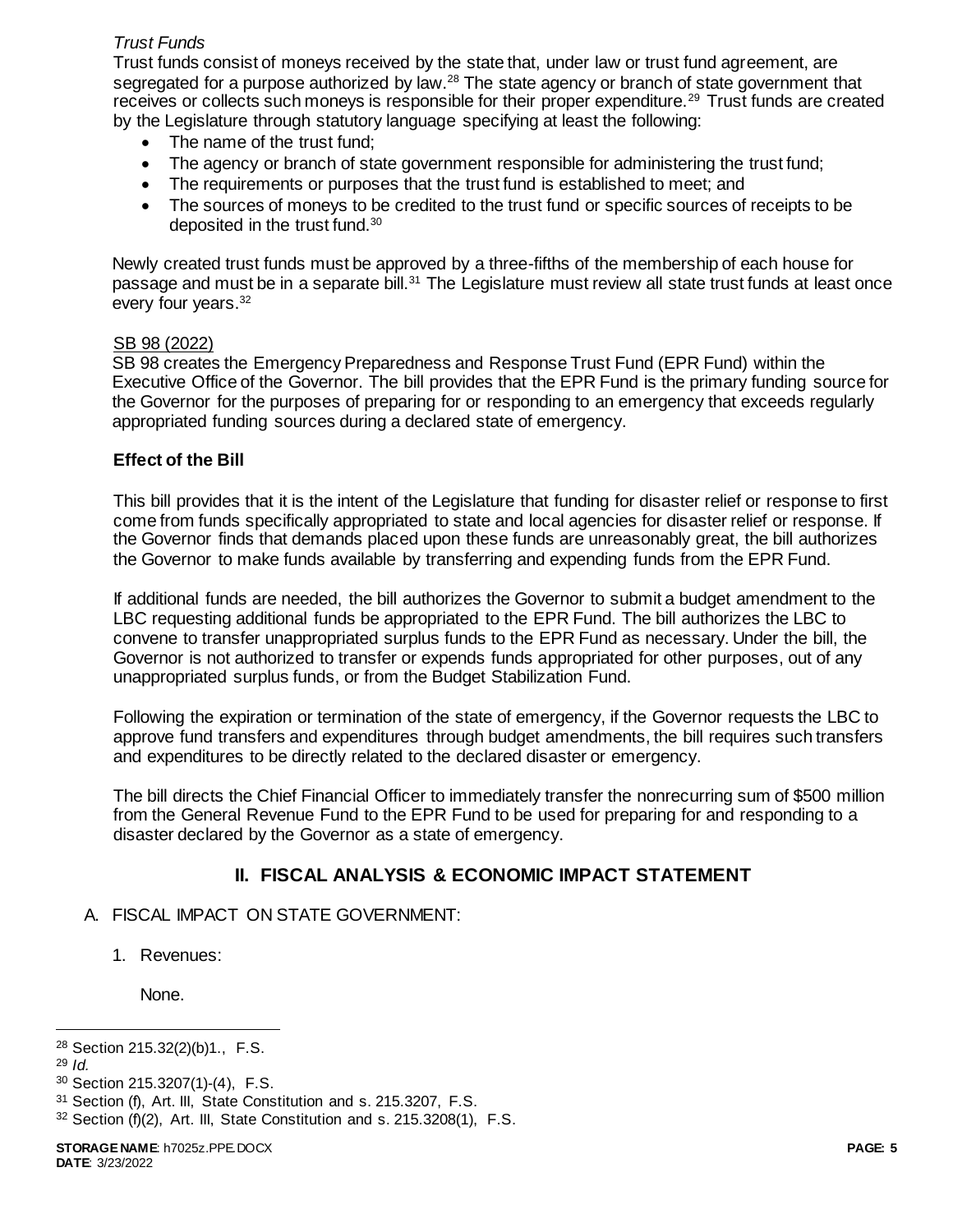*Trust Funds*

Trust funds consist of moneys received by the state that, under law or trust fund agreement, are segregated for a purpose authorized by law.[28] The state agency or branch of state government that receives or collects such moneys is responsible for their proper expenditure.[29] Trust funds are created by the Legislature through statutory language specifying at least the following:

- The name of the trust fund;
- The agency or branch of state government responsible for administering the trust fund;
- The requirements or purposes that the trust fund is established to meet; and
- The sources of moneys to be credited to the trust fund or specific sources of receipts to be deposited in the trust fund.[30]

Newly created trust funds must be approved by a three-fifths of the membership of each house for passage and must be in a separate bill.[31] The Legislature must review all state trust funds at least once every four years.[32]

<u>SB 98 (2022)</u>

SB 98 creates the Emergency Preparedness and Response Trust Fund (EPR Fund) within the Executive Office of the Governor. The bill provides that the EPR Fund is the primary funding source for the Governor for the purposes of preparing for or responding to an emergency that exceeds regularly appropriated funding sources during a declared state of emergency.

### Effect of the Bill

This bill provides that it is the intent of the Legislature that funding for disaster relief or response to first come from funds specifically appropriated to state and local agencies for disaster relief or response. If the Governor finds that demands placed upon these funds are unreasonably great, the bill authorizes the Governor to make funds available by transferring and expending funds from the EPR Fund.

If additional funds are needed, the bill authorizes the Governor to submit a budget amendment to the LBC requesting additional funds be appropriated to the EPR Fund. The bill authorizes the LBC to convene to transfer unappropriated surplus funds to the EPR Fund as necessary. Under the bill, the Governor is not authorized to transfer or expends funds appropriated for other purposes, out of any unappropriated surplus funds, or from the Budget Stabilization Fund.

Following the expiration or termination of the state of emergency, if the Governor requests the LBC to approve fund transfers and expenditures through budget amendments, the bill requires such transfers and expenditures to be directly related to the declared disaster or emergency.

The bill directs the Chief Financial Officer to immediately transfer the nonrecurring sum of $500 million from the General Revenue Fund to the EPR Fund to be used for preparing for and responding to a disaster declared by the Governor as a state of emergency.

## II. FISCAL ANALYSIS & ECONOMIC IMPACT STATEMENT

A. FISCAL IMPACT ON STATE GOVERNMENT:

1. Revenues:

   None.

---

[28] Section 215.32(2)(b)1., F.S.

[29] *Id.*

[30] Section 215.3207(1)-(4), F.S.

[31] Section (f), Art. III, State Constitution and s. 215.3207, F.S.

[32] Section (f)(2), Art. III, State Constitution and s. 215.3208(1), F.S.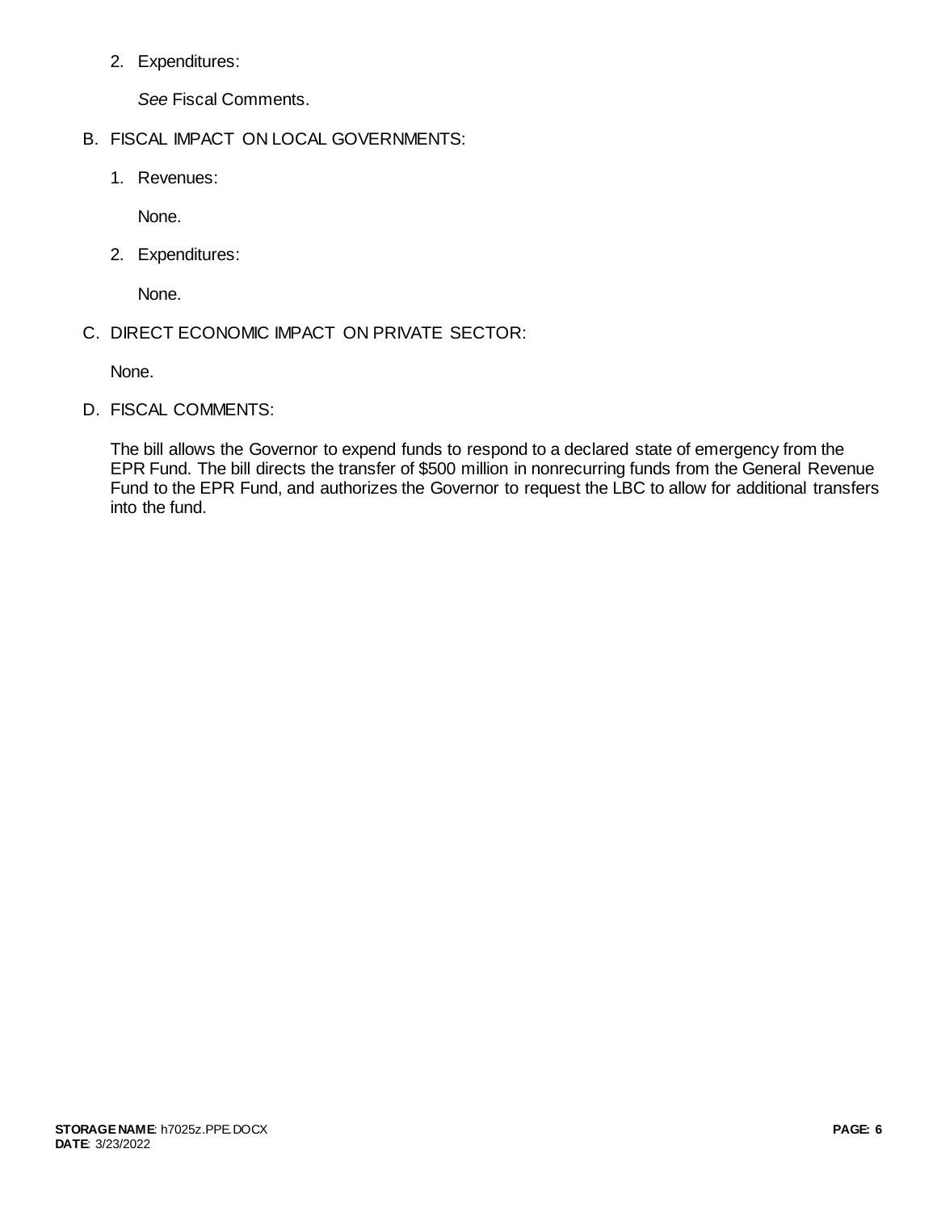2. Expenditures:

   *See* Fiscal Comments.

B. FISCAL IMPACT ON LOCAL GOVERNMENTS:

   1. Revenues:

      None.

   2. Expenditures:

      None.

C. DIRECT ECONOMIC IMPACT ON PRIVATE SECTOR:

   None.

D. FISCAL COMMENTS:

   The bill allows the Governor to expend funds to respond to a declared state of emergency from the EPR Fund. The bill directs the transfer of $500 million in nonrecurring funds from the General Revenue Fund to the EPR Fund, and authorizes the Governor to request the LBC to allow for additional transfers into the fund.